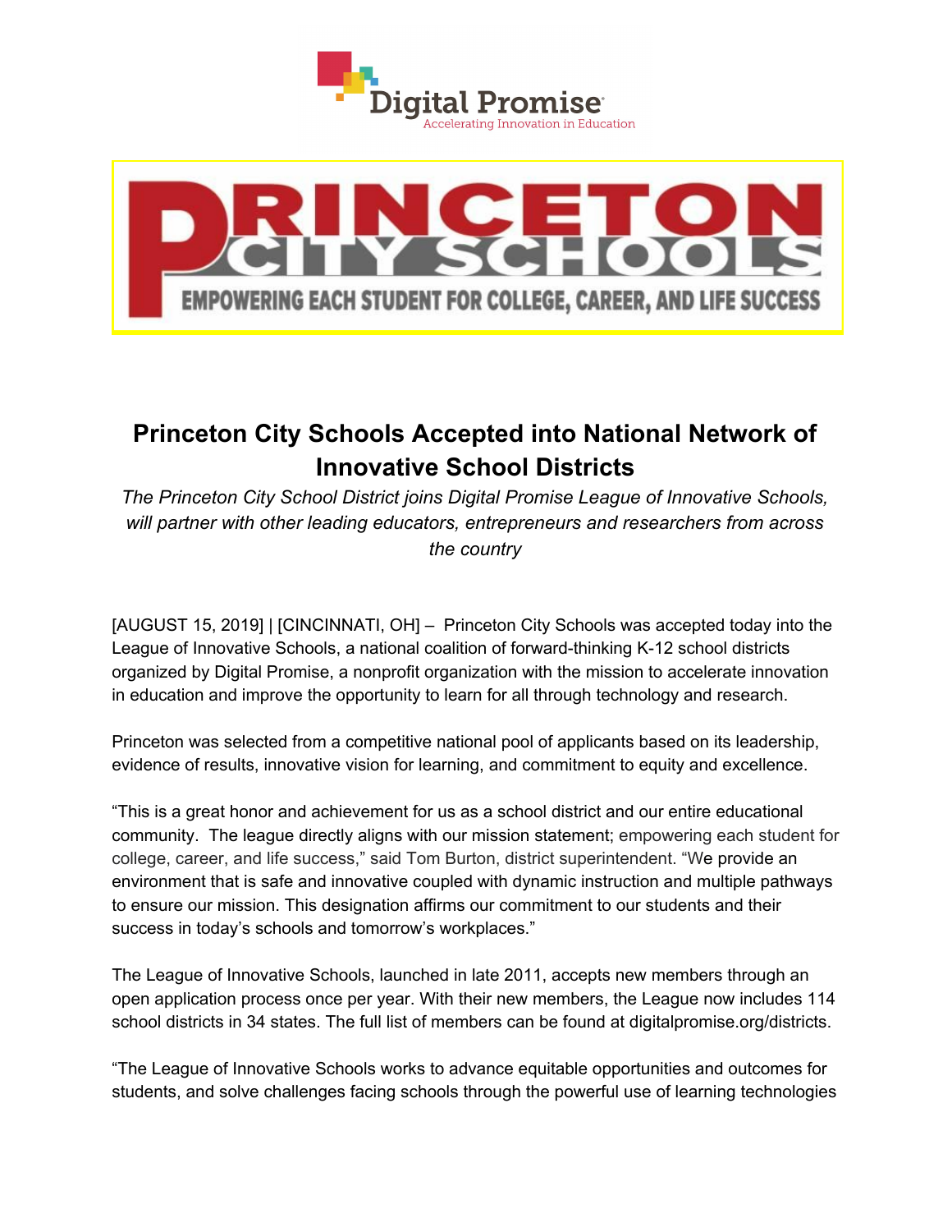Digital Promise
Accelerating Innovation in Education

PRINCETON CITY SCHOOLS
EMPOWERING EACH STUDENT FOR COLLEGE, CAREER, AND LIFE SUCCESS

# Princeton City Schools Accepted into National Network of Innovative School Districts

*The Princeton City School District joins Digital Promise League of Innovative Schools, will partner with other leading educators, entrepreneurs and researchers from across the country*

[AUGUST 15, 2019] | [CINCINNATI, OH] – Princeton City Schools was accepted today into the League of Innovative Schools, a national coalition of forward-thinking K-12 school districts organized by Digital Promise, a nonprofit organization with the mission to accelerate innovation in education and improve the opportunity to learn for all through technology and research.

Princeton was selected from a competitive national pool of applicants based on its leadership, evidence of results, innovative vision for learning, and commitment to equity and excellence.

“This is a great honor and achievement for us as a school district and our entire educational community. The league directly aligns with our mission statement; empowering each student for college, career, and life success,” said Tom Burton, district superintendent. “We provide an environment that is safe and innovative coupled with dynamic instruction and multiple pathways to ensure our mission. This designation affirms our commitment to our students and their success in today’s schools and tomorrow’s workplaces.”

The League of Innovative Schools, launched in late 2011, accepts new members through an open application process once per year. With their new members, the League now includes 114 school districts in 34 states. The full list of members can be found at digitalpromise.org/districts.

“The League of Innovative Schools works to advance equitable opportunities and outcomes for students, and solve challenges facing schools through the powerful use of learning technologies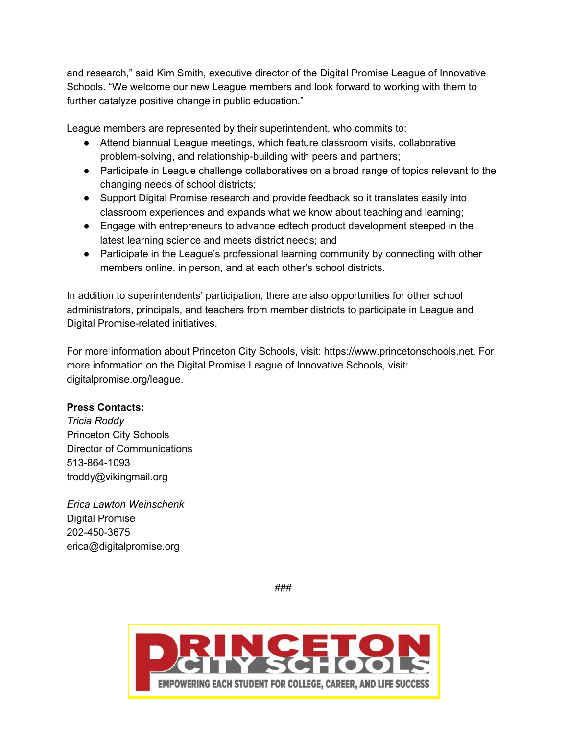and research," said Kim Smith, executive director of the Digital Promise League of Innovative Schools. "We welcome our new League members and look forward to working with them to further catalyze positive change in public education."

League members are represented by their superintendent, who commits to:

- Attend biannual League meetings, which feature classroom visits, collaborative problem-solving, and relationship-building with peers and partners;
- Participate in League challenge collaboratives on a broad range of topics relevant to the changing needs of school districts;
- Support Digital Promise research and provide feedback so it translates easily into classroom experiences and expands what we know about teaching and learning;
- Engage with entrepreneurs to advance edtech product development steeped in the latest learning science and meets district needs; and
- Participate in the League's professional learning community by connecting with other members online, in person, and at each other's school districts.

In addition to superintendents' participation, there are also opportunities for other school administrators, principals, and teachers from member districts to participate in League and Digital Promise-related initiatives.

For more information about Princeton City Schools, visit: https://www.princetonschools.net. For more information on the Digital Promise League of Innovative Schools, visit: digitalpromise.org/league.

**Press Contacts:**
*Tricia Roddy*
Princeton City Schools
Director of Communications
513-864-1093
troddy@vikingmail.org

*Erica Lawton Weinschenk*
Digital Promise
202-450-3675
erica@digitalpromise.org

###

PRINCETON CITY SCHOOLS
EMPOWERING EACH STUDENT FOR COLLEGE, CAREER, AND LIFE SUCCESS